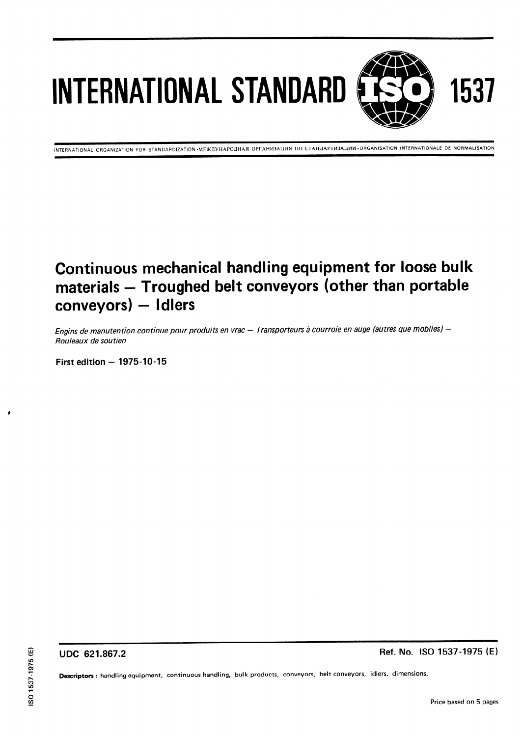# INTERNATIONAL STANDARD ISO 1537

INTERNATIONAL ORGANIZATION FOR STANDARDIZATION • МЕЖДУНАРОДНАЯ ОРГАНИЗАЦИЯ ПО СТАНДАРТИЗАЦИИ • ORGANISATION INTERNATIONALE DE NORMALISATION

## Continuous mechanical handling equipment for loose bulk materials — Troughed belt conveyors (other than portable conveyors) — Idlers

*Engins de manutention continue pour produits en vrac — Transporteurs à courroie en auge (autres que mobiles) — Rouleaux de soutien*

**First edition — 1975-10-15**

**UDC 621.867.2** **Ref. No. ISO 1537-1975 (E)**

**Descriptors :** handling equipment, continuous handling, bulk products, conveyors, belt conveyors, idlers, dimensions.

Price based on 5 pages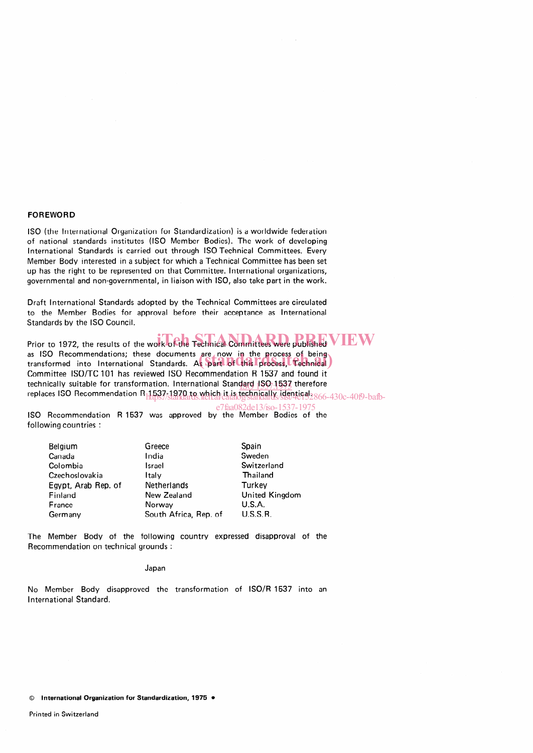## FOREWORD

ISO (the International Organization for Standardization) is a worldwide federation of national standards institutes (ISO Member Bodies). The work of developing International Standards is carried out through ISO Technical Committees. Every Member Body interested in a subject for which a Technical Committee has been set up has the right to be represented on that Committee. International organizations, governmental and non-governmental, in liaison with ISO, also take part in the work.

Draft International Standards adopted by the Technical Committees are circulated to the Member Bodies for approval before their acceptance as International Standards by the ISO Council.

Prior to 1972, the results of the work of the Technical Committees were published as ISO Recommendations; these documents are now in the process of being transformed into International Standards. As part of this process, Technical Committee ISO/TC 101 has reviewed ISO Recommendation R 1537 and found it technically suitable for transformation. International Standard ISO 1537 therefore replaces ISO Recommendation R 1537-1970 to which it is technically identical.

ISO Recommendation R 1537 was approved by the Member Bodies of the following countries :

| | | |
|---|---|---|
| Belgium | Greece | Spain |
| Canada | India | Sweden |
| Colombia | Israel | Switzerland |
| Czechoslovakia | Italy | Thailand |
| Egypt, Arab Rep. of | Netherlands | Turkey |
| Finland | New Zealand | United Kingdom |
| France | Norway | U.S.A. |
| Germany | South Africa, Rep. of | U.S.S.R. |

The Member Body of the following country expressed disapproval of the Recommendation on technical grounds :

Japan

No Member Body disapproved the transformation of ISO/R 1537 into an International Standard.

© **International Organization for Standardization, 1975** •

Printed in Switzerland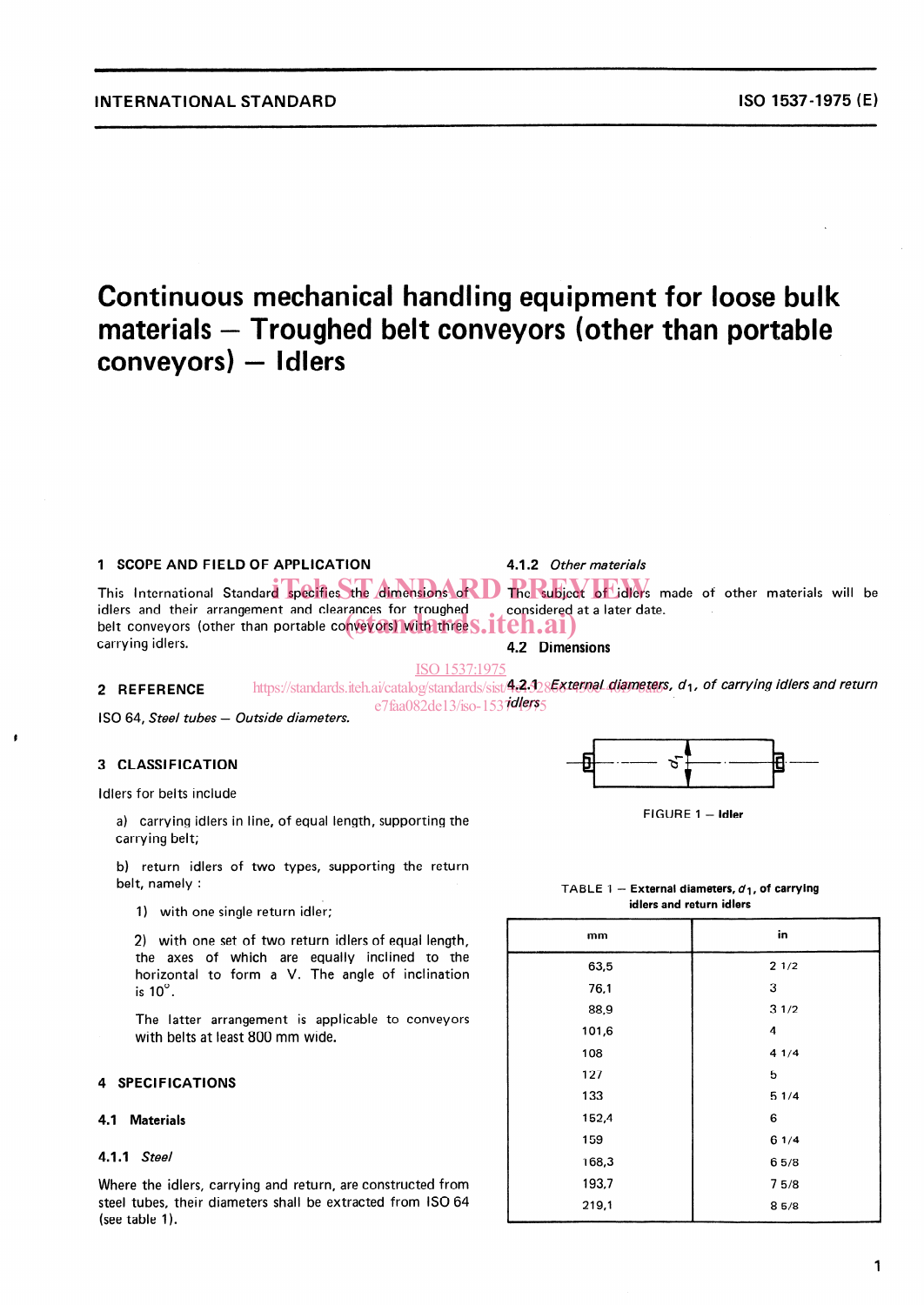# Continuous mechanical handling equipment for loose bulk materials — Troughed belt conveyors (other than portable conveyors) — Idlers

## 1 SCOPE AND FIELD OF APPLICATION

This International Standard specifies the dimensions of idlers and their arrangement and clearances for troughed belt conveyors (other than portable conveyors) with three carrying idlers.

## 2 REFERENCE

ISO 64, *Steel tubes — Outside diameters.*

## 3 CLASSIFICATION

Idlers for belts include

a) carrying idlers in line, of equal length, supporting the carrying belt;

b) return idlers of two types, supporting the return belt, namely :

1) with one single return idler;

2) with one set of two return idlers of equal length, the axes of which are equally inclined to the horizontal to form a V. The angle of inclination is 10°.

The latter arrangement is applicable to conveyors with belts at least 800 mm wide.

## 4 SPECIFICATIONS

### 4.1 Materials

#### 4.1.1 *Steel*

Where the idlers, carrying and return, are constructed from steel tubes, their diameters shall be extracted from ISO 64 (see table 1).

#### 4.1.2 *Other materials*

The subject of idlers made of other materials will be considered at a later date.

### 4.2 Dimensions

#### 4.2.1 *External diameters, $d_1$, of carrying idlers and return idlers*

FIGURE 1 — **Idler**

TABLE 1 — **External diameters, $d_1$, of carrying idlers and return idlers**

| mm | in |
|---|---|
| 63,5 | 2 1/2 |
| 76,1 | 3 |
| 88,9 | 3 1/2 |
| 101,6 | 4 |
| 108 | 4 1/4 |
| 127 | 5 |
| 133 | 5 1/4 |
| 152,4 | 6 |
| 159 | 6 1/4 |
| 168,3 | 6 5/8 |
| 193,7 | 7 5/8 |
| 219,1 | 8 5/8 |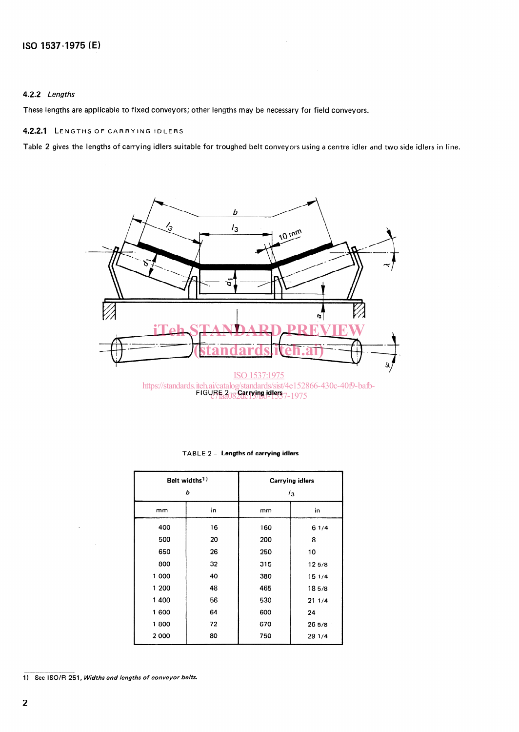#### 4.2.2 *Lengths*

These lengths are applicable to fixed conveyors; other lengths may be necessary for field conveyors.

##### 4.2.2.1 LENGTHS OF CARRYING IDLERS

Table 2 gives the lengths of carrying idlers suitable for troughed belt conveyors using a centre idler and two side idlers in line.

FIGURE 2 – **Carrying idlers**

TABLE 2 – **Lengths of carrying idlers**

| Belt widths[1] $b$ | | Carrying idlers $l_3$ | |
|---|---|---|---|
| mm | in | mm | in |
| 400 | 16 | 160 | 6 1/4 |
| 500 | 20 | 200 | 8 |
| 650 | 26 | 250 | 10 |
| 800 | 32 | 315 | 12 5/8 |
| 1 000 | 40 | 380 | 15 1/4 |
| 1 200 | 48 | 465 | 18 5/8 |
| 1 400 | 56 | 530 | 21 1/4 |
| 1 600 | 64 | 600 | 24 |
| 1 800 | 72 | 670 | 26 5/8 |
| 2 000 | 80 | 750 | 29 1/4 |

1) See ISO/R 251, *Widths and lengths of conveyor belts.*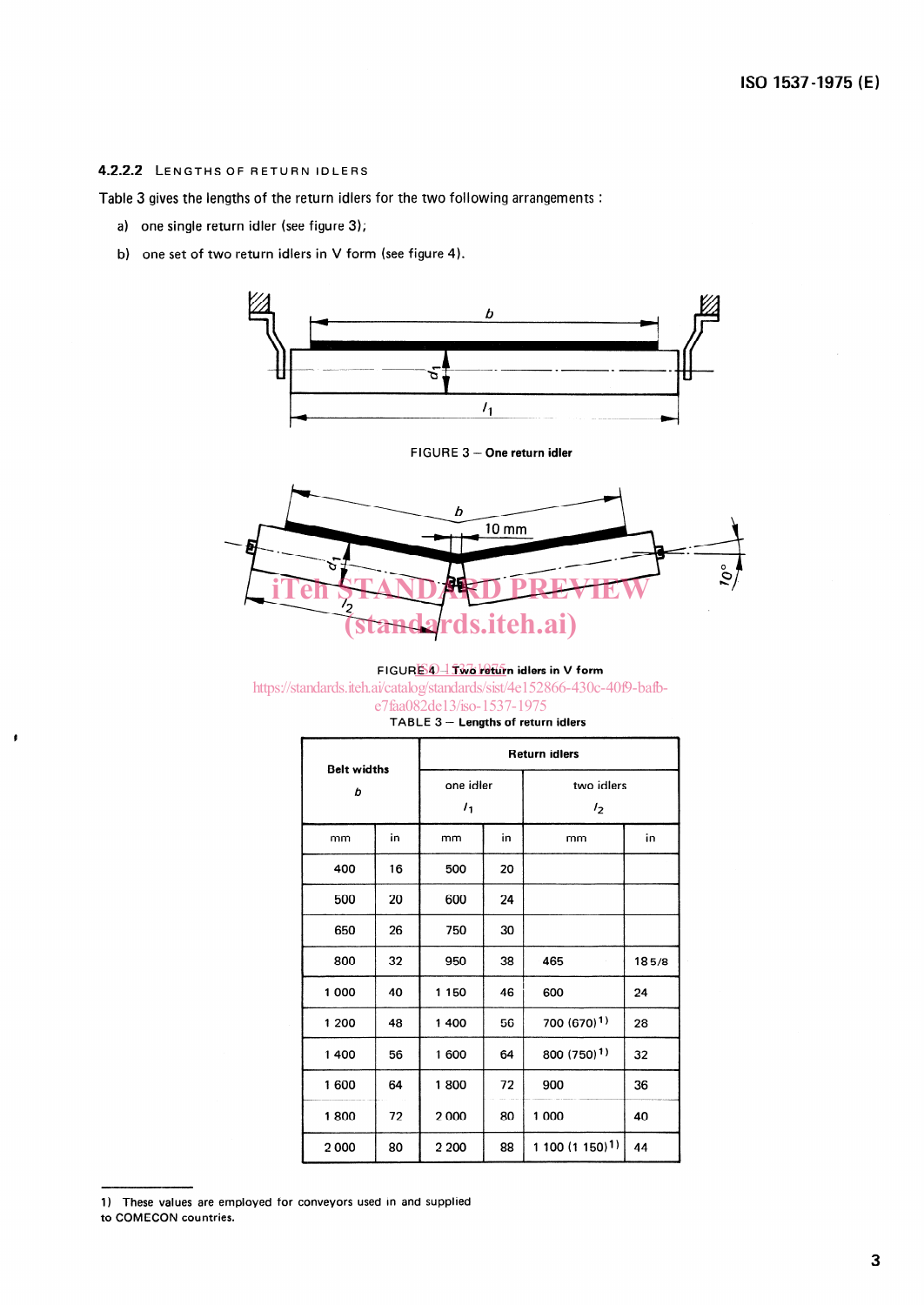#### 4.2.2.2 Lengths of return idlers

Table 3 gives the lengths of the return idlers for the two following arrangements :

a) one single return idler (see figure 3);

b) one set of two return idlers in V form (see figure 4).

FIGURE 3 – One return idler

FIGURE 4 – Two return idlers in V form

TABLE 3 – Lengths of return idlers

| Belt widths $b$ | | Return idlers | | | |
|---|---|---|---|---|---|
| | | one idler $l_1$ | | two idlers $l_2$ | |
| mm | in | mm | in | mm | in |
| 400 | 16 | 500 | 20 | | |
| 500 | 20 | 600 | 24 | | |
| 650 | 26 | 750 | 30 | | |
| 800 | 32 | 950 | 38 | 465 | 18 5/8 |
| 1 000 | 40 | 1 150 | 46 | 600 | 24 |
| 1 200 | 48 | 1 400 | 56 | 700 (670)[1] | 28 |
| 1 400 | 56 | 1 600 | 64 | 800 (750)[1] | 32 |
| 1 600 | 64 | 1 800 | 72 | 900 | 36 |
| 1 800 | 72 | 2 000 | 80 | 1 000 | 40 |
| 2 000 | 80 | 2 200 | 88 | 1 100 (1 150)[1] | 44 |

1) These values are employed for conveyors used in and supplied to COMECON countries.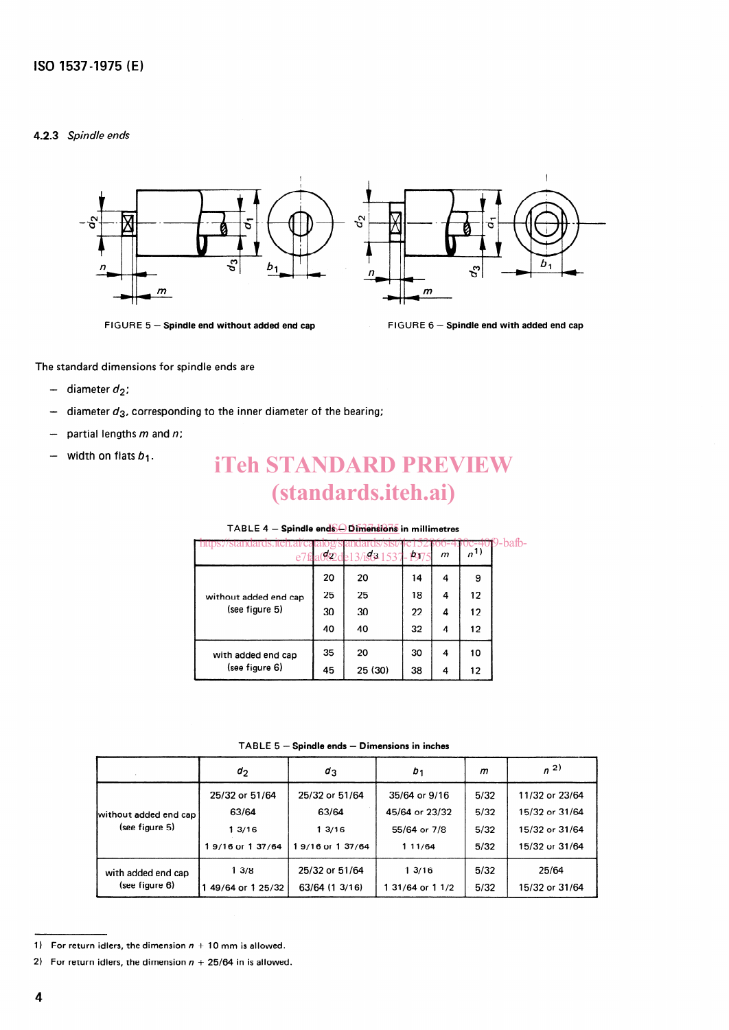### 4.2.3 *Spindle ends*

FIGURE 5 — **Spindle end without added end cap**

FIGURE 6 — **Spindle end with added end cap**

The standard dimensions for spindle ends are

- diameter $d_2$;
- diameter $d_3$, corresponding to the inner diameter of the bearing;
- partial lengths $m$ and $n$;
- width on flats $b_1$.

TABLE 4 — **Spindle ends — Dimensions** in millimetres

| | $d_2$ | $d_3$ | $b_1$ | $m$ | $n$[1] |
|---|---|---|---|---|---|
| without added end cap (see figure 5) | 20 | 20 | 14 | 4 | 9 |
| | 25 | 25 | 18 | 4 | 12 |
| | 30 | 30 | 22 | 4 | 12 |
| | 40 | 40 | 32 | 4 | 12 |
| with added end cap (see figure 6) | 35 | 20 | 30 | 4 | 10 |
| | 45 | 25 (30) | 38 | 4 | 12 |

TABLE 5 — **Spindle ends — Dimensions in inches**

| | $d_2$ | $d_3$ | $b_1$ | $m$ | $n$[2] |
|---|---|---|---|---|---|
| without added end cap (see figure 5) | 25/32 or 51/64 | 25/32 or 51/64 | 35/64 or 9/16 | 5/32 | 11/32 or 23/64 |
| | 63/64 | 63/64 | 45/64 or 23/32 | 5/32 | 15/32 or 31/64 |
| | 1 3/16 | 1 3/16 | 55/64 or 7/8 | 5/32 | 15/32 or 31/64 |
| | 1 9/16 or 1 37/64 | 1 9/16 or 1 37/64 | 1 11/64 | 5/32 | 15/32 or 31/64 |
| with added end cap (see figure 6) | 1 3/8 | 25/32 or 51/64 | 1 3/16 | 5/32 | 25/64 |
| | 1 49/64 or 1 25/32 | 63/64 (1 3/16) | 1 31/64 or 1 1/2 | 5/32 | 15/32 or 31/64 |

1) For return idlers, the dimension $n$ + 10 mm is allowed.

2) For return idlers, the dimension $n$ + 25/64 in is allowed.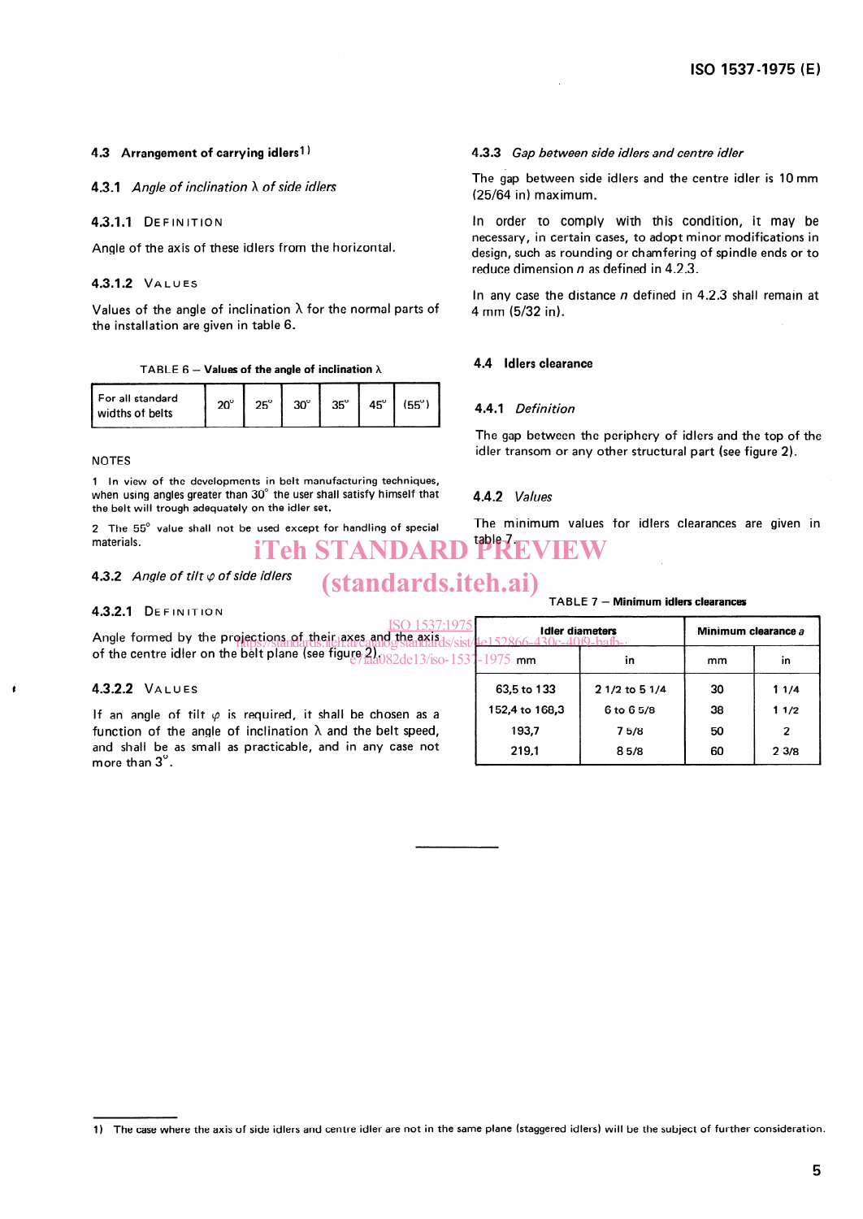## 4.3 Arrangement of carrying idlers[1)]

### 4.3.1 *Angle of inclination λ of side idlers*

#### 4.3.1.1 DEFINITION

Angle of the axis of these idlers from the horizontal.

#### 4.3.1.2 VALUES

Values of the angle of inclination λ for the normal parts of the installation are given in table 6.

TABLE 6 — **Values of the angle of inclination λ**

| For all standard widths of belts | 20° | 25° | 30° | 35° | 45° | (55°) |
|---|---|---|---|---|---|---|

NOTES

1 In view of the developments in belt manufacturing techniques, when using angles greater than 30° the user shall satisfy himself that the belt will trough adequately on the idler set.

2 The 55° value shall not be used except for handling of special materials.

### 4.3.2 *Angle of tilt φ of side idlers*

#### 4.3.2.1 DEFINITION

Angle formed by the projections of their axes and the axis of the centre idler on the belt plane (see figure 2).

#### 4.3.2.2 VALUES

If an angle of tilt φ is required, it shall be chosen as a function of the angle of inclination λ and the belt speed, and shall be as small as practicable, and in any case not more than 3°.

### 4.3.3 *Gap between side idlers and centre idler*

The gap between side idlers and the centre idler is 10 mm (25/64 in) maximum.

In order to comply with this condition, it may be necessary, in certain cases, to adopt minor modifications in design, such as rounding or chamfering of spindle ends or to reduce dimension *n* as defined in 4.2.3.

In any case the distance *n* defined in 4.2.3 shall remain at 4 mm (5/32 in).

## 4.4 Idlers clearance

### 4.4.1 *Definition*

The gap between the periphery of idlers and the top of the idler transom or any other structural part (see figure 2).

### 4.4.2 *Values*

The minimum values for idlers clearances are given in table 7.

TABLE 7 — **Minimum idlers clearances**

| Idler diameters | | Minimum clearance *a* | |
|---|---|---|---|
| mm | in | mm | in |
| 63,5 to 133 | 2 1/2 to 5 1/4 | 30 | 1 1/4 |
| 152,4 to 168,3 | 6 to 6 5/8 | 38 | 1 1/2 |
| 193,7 | 7 5/8 | 50 | 2 |
| 219,1 | 8 5/8 | 60 | 2 3/8 |

1) The case where the axis of side idlers and centre idler are not in the same plane (staggered idlers) will be the subject of further consideration.